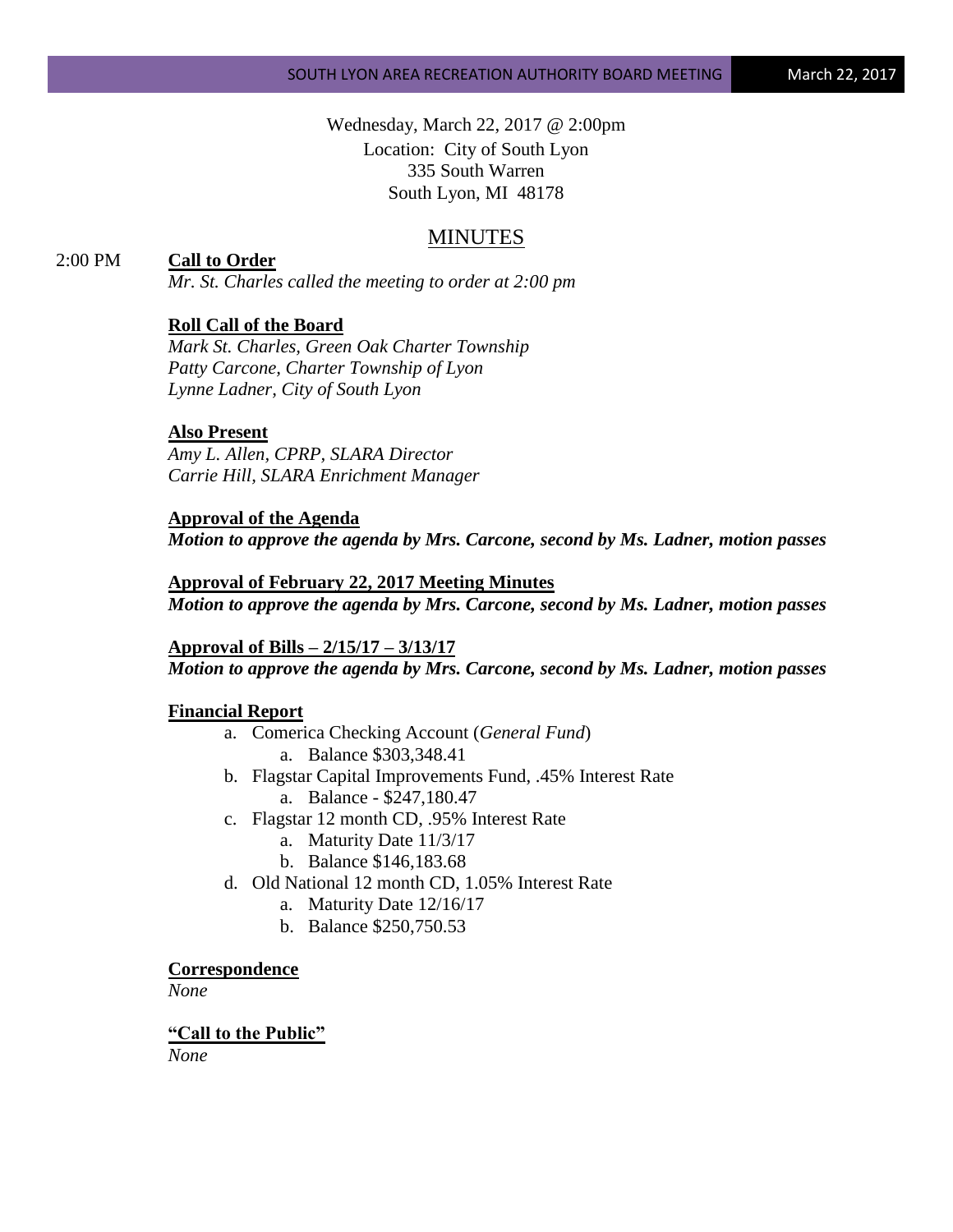Wednesday, March 22, 2017 @ 2:00pm
Location: City of South Lyon
335 South Warren
South Lyon, MI 48178

# MINUTES

2:00 PM **Call to Order**

*Mr. St. Charles called the meeting to order at 2:00 pm*

**Roll Call of the Board**

*Mark St. Charles, Green Oak Charter Township*
*Patty Carcone, Charter Township of Lyon*
*Lynne Ladner, City of South Lyon*

**Also Present**

*Amy L. Allen, CPRP, SLARA Director*
*Carrie Hill, SLARA Enrichment Manager*

**Approval of the Agenda**

***Motion to approve the agenda by Mrs. Carcone, second by Ms. Ladner, motion passes***

**Approval of February 22, 2017 Meeting Minutes**

***Motion to approve the agenda by Mrs. Carcone, second by Ms. Ladner, motion passes***

**Approval of Bills – 2/15/17 – 3/13/17**

***Motion to approve the agenda by Mrs. Carcone, second by Ms. Ladner, motion passes***

**Financial Report**

- a. Comerica Checking Account (*General Fund*)
  - a. Balance $303,348.41
- b. Flagstar Capital Improvements Fund, .45% Interest Rate
  - a. Balance - $247,180.47
- c. Flagstar 12 month CD, .95% Interest Rate
  - a. Maturity Date 11/3/17
  - b. Balance $146,183.68
- d. Old National 12 month CD, 1.05% Interest Rate
  - a. Maturity Date 12/16/17
  - b. Balance $250,750.53

**Correspondence**

*None*

**"Call to the Public"**

*None*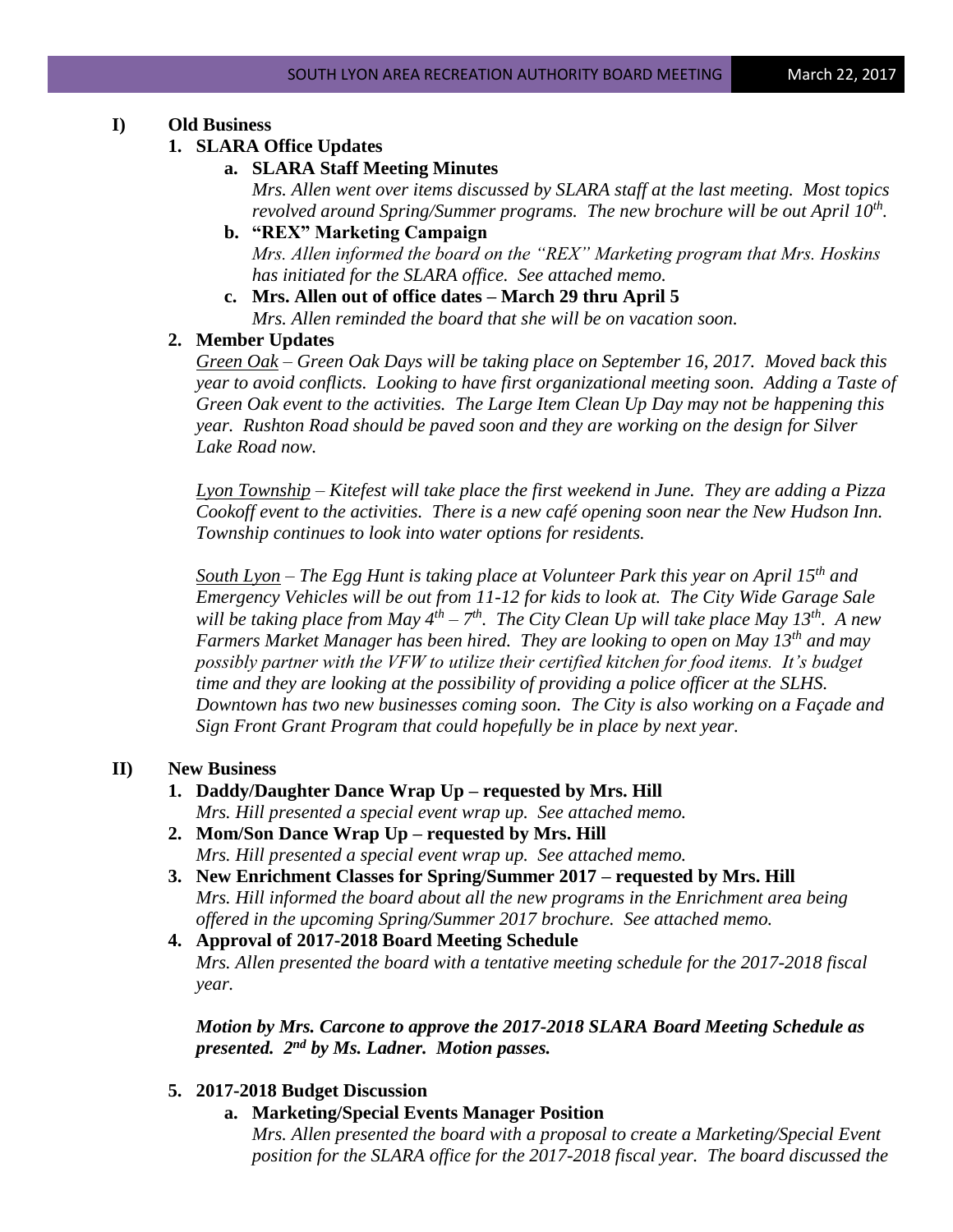**I) Old Business**

1. **SLARA Office Updates**
   a. **SLARA Staff Meeting Minutes**
      *Mrs. Allen went over items discussed by SLARA staff at the last meeting. Most topics revolved around Spring/Summer programs. The new brochure will be out April 10th.*
   b. **"REX" Marketing Campaign**
      *Mrs. Allen informed the board on the "REX" Marketing program that Mrs. Hoskins has initiated for the SLARA office. See attached memo.*
   c. **Mrs. Allen out of office dates – March 29 thru April 5**
      *Mrs. Allen reminded the board that she will be on vacation soon.*

2. **Member Updates**

   *Green Oak – Green Oak Days will be taking place on September 16, 2017. Moved back this year to avoid conflicts. Looking to have first organizational meeting soon. Adding a Taste of Green Oak event to the activities. The Large Item Clean Up Day may not be happening this year. Rushton Road should be paved soon and they are working on the design for Silver Lake Road now.*

   *Lyon Township – Kitefest will take place the first weekend in June. They are adding a Pizza Cookoff event to the activities. There is a new café opening soon near the New Hudson Inn. Township continues to look into water options for residents.*

   *South Lyon – The Egg Hunt is taking place at Volunteer Park this year on April 15th and Emergency Vehicles will be out from 11-12 for kids to look at. The City Wide Garage Sale will be taking place from May 4th – 7th. The City Clean Up will take place May 13th. A new Farmers Market Manager has been hired. They are looking to open on May 13th and may possibly partner with the VFW to utilize their certified kitchen for food items. It's budget time and they are looking at the possibility of providing a police officer at the SLHS. Downtown has two new businesses coming soon. The City is also working on a Façade and Sign Front Grant Program that could hopefully be in place by next year.*

**II) New Business**

1. **Daddy/Daughter Dance Wrap Up – requested by Mrs. Hill**
   *Mrs. Hill presented a special event wrap up. See attached memo.*
2. **Mom/Son Dance Wrap Up – requested by Mrs. Hill**
   *Mrs. Hill presented a special event wrap up. See attached memo.*
3. **New Enrichment Classes for Spring/Summer 2017 – requested by Mrs. Hill**
   *Mrs. Hill informed the board about all the new programs in the Enrichment area being offered in the upcoming Spring/Summer 2017 brochure. See attached memo.*
4. **Approval of 2017-2018 Board Meeting Schedule**
   *Mrs. Allen presented the board with a tentative meeting schedule for the 2017-2018 fiscal year.*

   ***Motion by Mrs. Carcone to approve the 2017-2018 SLARA Board Meeting Schedule as presented. 2nd by Ms. Ladner. Motion passes.***

5. **2017-2018 Budget Discussion**
   a. **Marketing/Special Events Manager Position**
      *Mrs. Allen presented the board with a proposal to create a Marketing/Special Event position for the SLARA office for the 2017-2018 fiscal year. The board discussed the*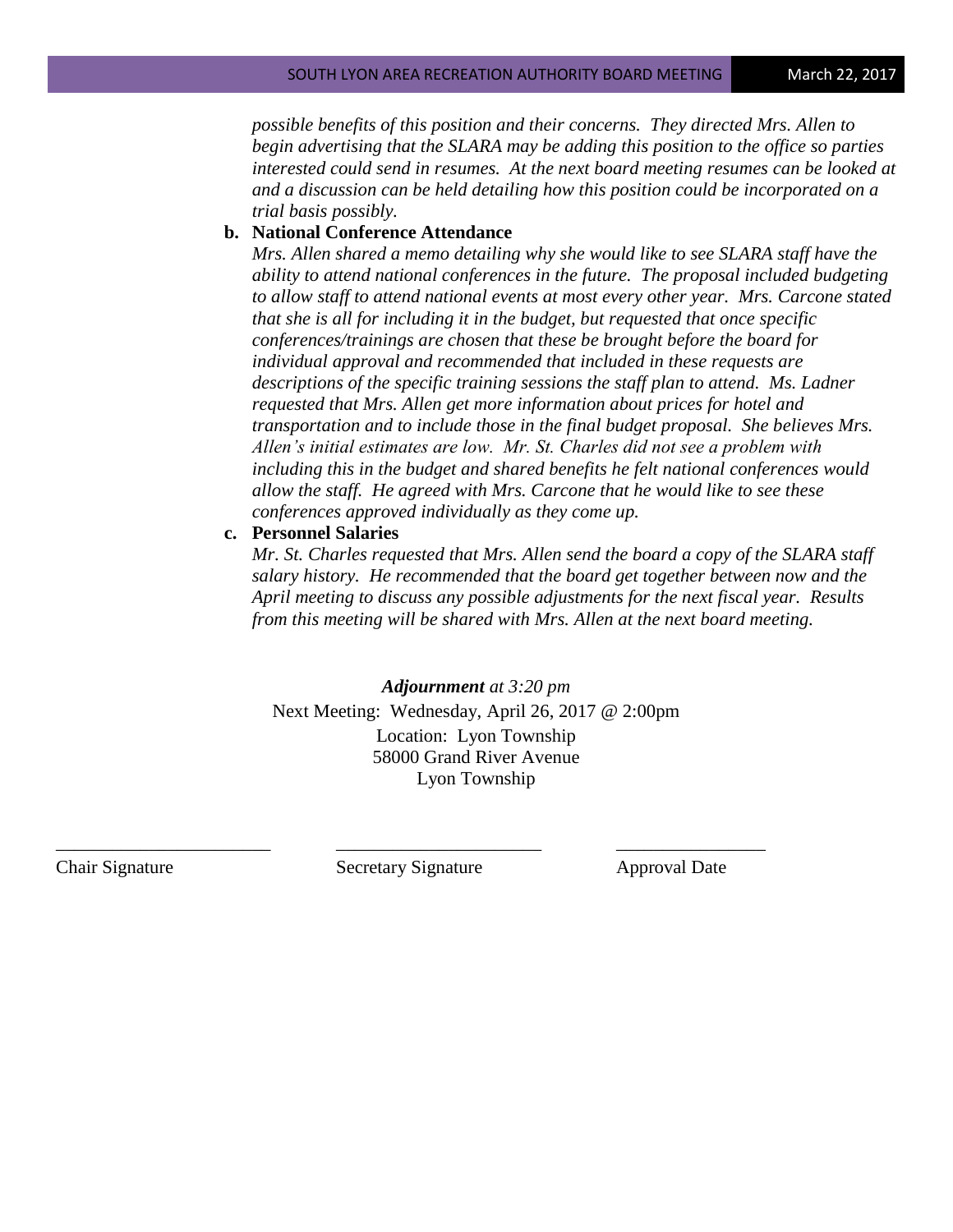*possible benefits of this position and their concerns. They directed Mrs. Allen to begin advertising that the SLARA may be adding this position to the office so parties interested could send in resumes. At the next board meeting resumes can be looked at and a discussion can be held detailing how this position could be incorporated on a trial basis possibly.*

**b. National Conference Attendance**

*Mrs. Allen shared a memo detailing why she would like to see SLARA staff have the ability to attend national conferences in the future. The proposal included budgeting to allow staff to attend national events at most every other year. Mrs. Carcone stated that she is all for including it in the budget, but requested that once specific conferences/trainings are chosen that these be brought before the board for individual approval and recommended that included in these requests are descriptions of the specific training sessions the staff plan to attend. Ms. Ladner requested that Mrs. Allen get more information about prices for hotel and transportation and to include those in the final budget proposal. She believes Mrs. Allen's initial estimates are low. Mr. St. Charles did not see a problem with including this in the budget and shared benefits he felt national conferences would allow the staff. He agreed with Mrs. Carcone that he would like to see these conferences approved individually as they come up.*

**c. Personnel Salaries**

*Mr. St. Charles requested that Mrs. Allen send the board a copy of the SLARA staff salary history. He recommended that the board get together between now and the April meeting to discuss any possible adjustments for the next fiscal year. Results from this meeting will be shared with Mrs. Allen at the next board meeting.*

***Adjournment** at 3:20 pm*

Next Meeting: Wednesday, April 26, 2017 @ 2:00pm

Location: Lyon Township

58000 Grand River Avenue

Lyon Township

_______________________ _______________________ ________________

Chair Signature Secretary Signature Approval Date